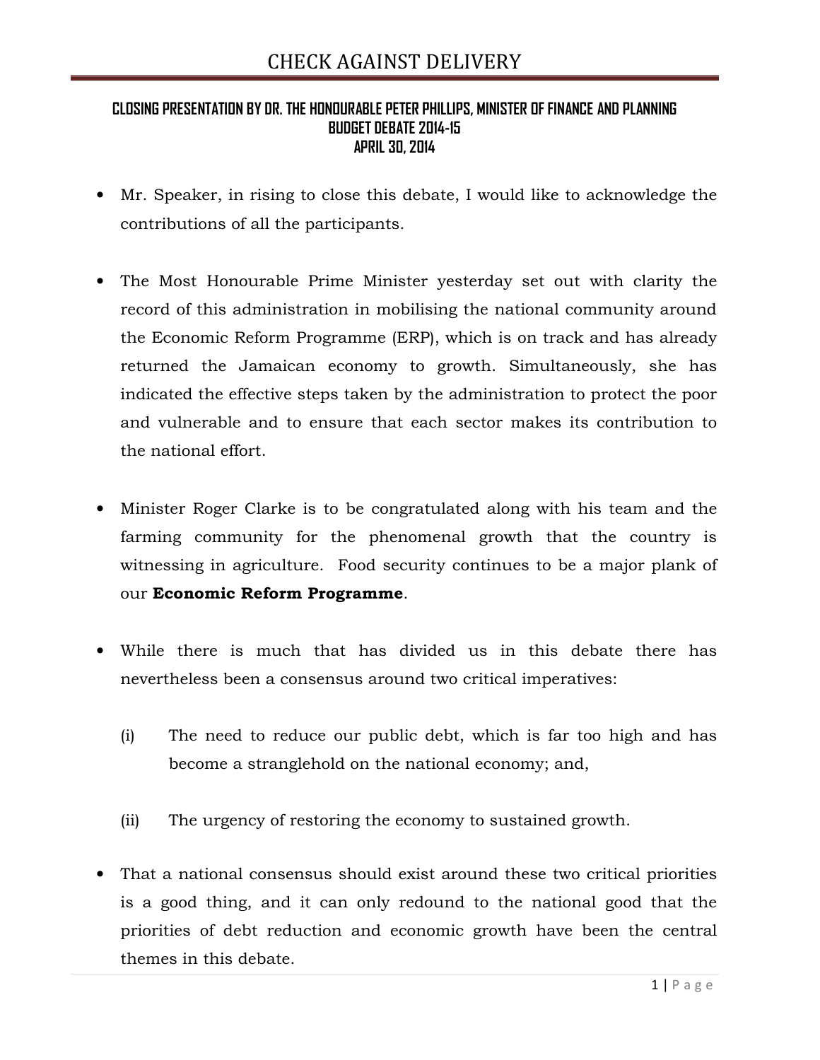# CHECK AGAINST DELIVERY

**CLOSING PRESENTATION BY DR. THE HONOURABLE PETER PHILLIPS, MINISTER OF FINANCE AND PLANNING**
**BUDGET DEBATE 2014-15**
**APRIL 30, 2014**

- Mr. Speaker, in rising to close this debate, I would like to acknowledge the contributions of all the participants.

- The Most Honourable Prime Minister yesterday set out with clarity the record of this administration in mobilising the national community around the Economic Reform Programme (ERP), which is on track and has already returned the Jamaican economy to growth. Simultaneously, she has indicated the effective steps taken by the administration to protect the poor and vulnerable and to ensure that each sector makes its contribution to the national effort.

- Minister Roger Clarke is to be congratulated along with his team and the farming community for the phenomenal growth that the country is witnessing in agriculture. Food security continues to be a major plank of our **Economic Reform Programme**.

- While there is much that has divided us in this debate there has nevertheless been a consensus around two critical imperatives:

  (i) The need to reduce our public debt, which is far too high and has become a stranglehold on the national economy; and,

  (ii) The urgency of restoring the economy to sustained growth.

- That a national consensus should exist around these two critical priorities is a good thing, and it can only redound to the national good that the priorities of debt reduction and economic growth have been the central themes in this debate.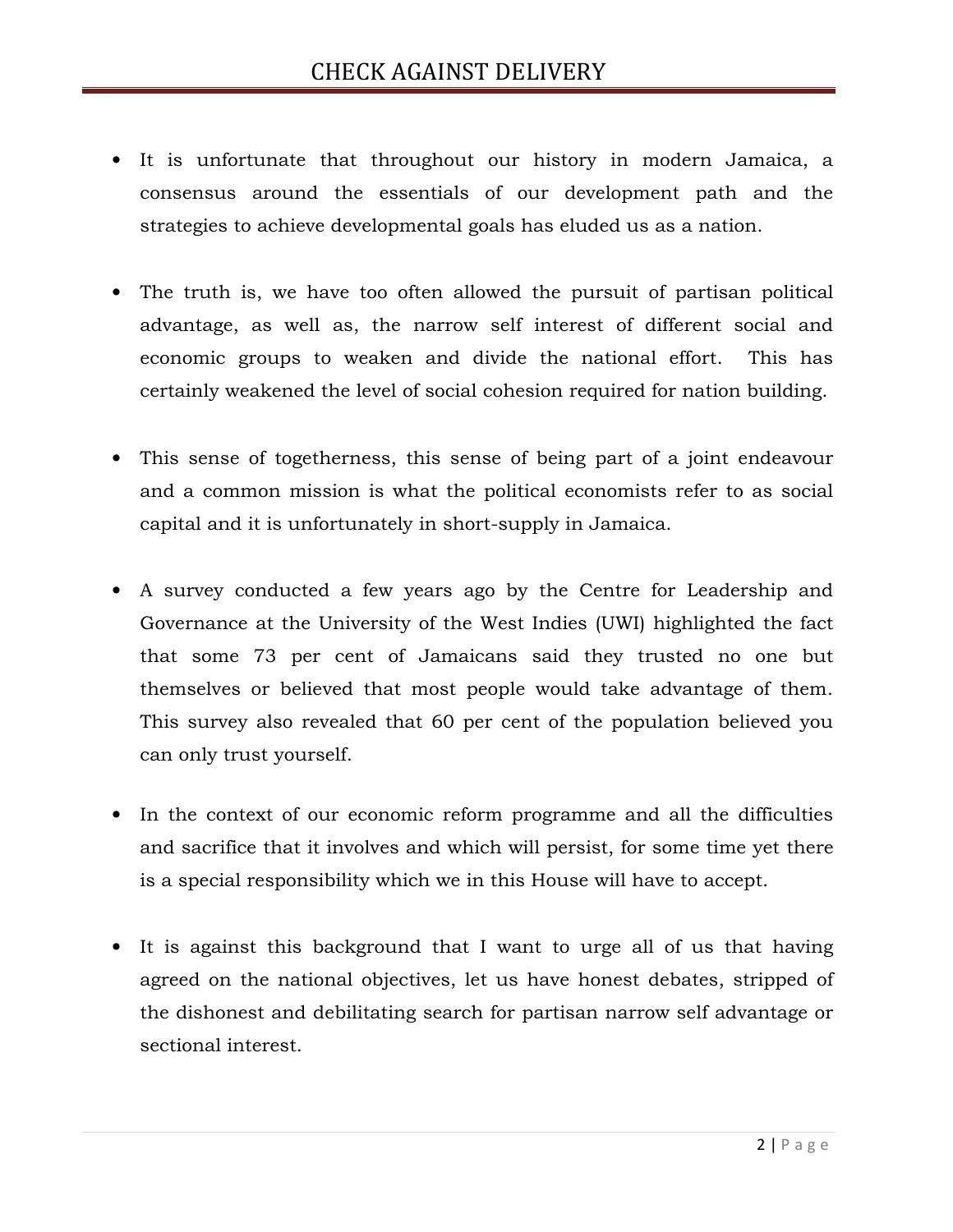- It is unfortunate that throughout our history in modern Jamaica, a consensus around the essentials of our development path and the strategies to achieve developmental goals has eluded us as a nation.

- The truth is, we have too often allowed the pursuit of partisan political advantage, as well as, the narrow self interest of different social and economic groups to weaken and divide the national effort. This has certainly weakened the level of social cohesion required for nation building.

- This sense of togetherness, this sense of being part of a joint endeavour and a common mission is what the political economists refer to as social capital and it is unfortunately in short-supply in Jamaica.

- A survey conducted a few years ago by the Centre for Leadership and Governance at the University of the West Indies (UWI) highlighted the fact that some 73 per cent of Jamaicans said they trusted no one but themselves or believed that most people would take advantage of them. This survey also revealed that 60 per cent of the population believed you can only trust yourself.

- In the context of our economic reform programme and all the difficulties and sacrifice that it involves and which will persist, for some time yet there is a special responsibility which we in this House will have to accept.

- It is against this background that I want to urge all of us that having agreed on the national objectives, let us have honest debates, stripped of the dishonest and debilitating search for partisan narrow self advantage or sectional interest.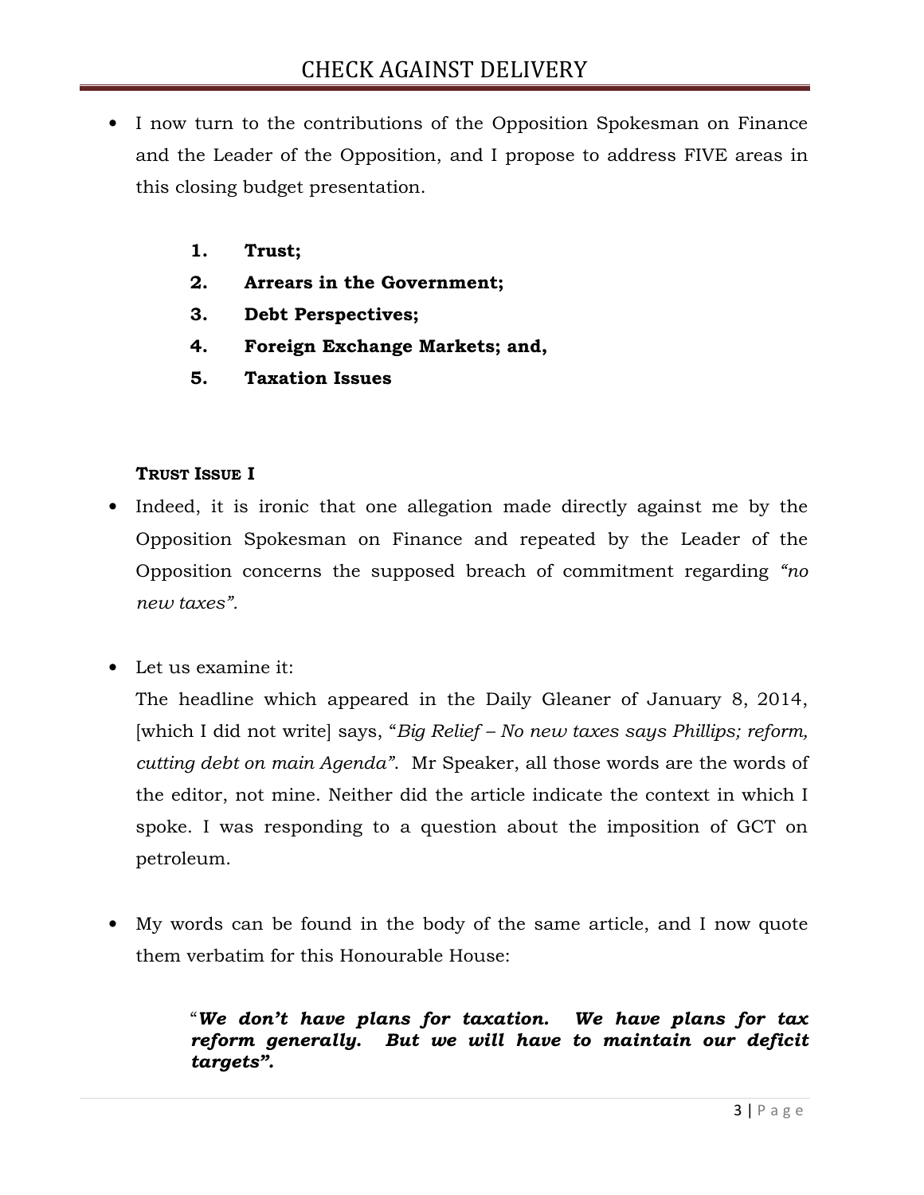- I now turn to the contributions of the Opposition Spokesman on Finance and the Leader of the Opposition, and I propose to address FIVE areas in this closing budget presentation.

  1. **Trust;**
  2. **Arrears in the Government;**
  3. **Debt Perspectives;**
  4. **Foreign Exchange Markets; and,**
  5. **Taxation Issues**

### TRUST ISSUE I

- Indeed, it is ironic that one allegation made directly against me by the Opposition Spokesman on Finance and repeated by the Leader of the Opposition concerns the supposed breach of commitment regarding *"no new taxes".*

- Let us examine it:
  The headline which appeared in the Daily Gleaner of January 8, 2014, [which I did not write] says, "*Big Relief – No new taxes says Phillips; reform, cutting debt on main Agenda"*. Mr Speaker, all those words are the words of the editor, not mine. Neither did the article indicate the context in which I spoke. I was responding to a question about the imposition of GCT on petroleum.

- My words can be found in the body of the same article, and I now quote them verbatim for this Honourable House:

  > "***We don't have plans for taxation. We have plans for tax reform generally. But we will have to maintain our deficit targets".***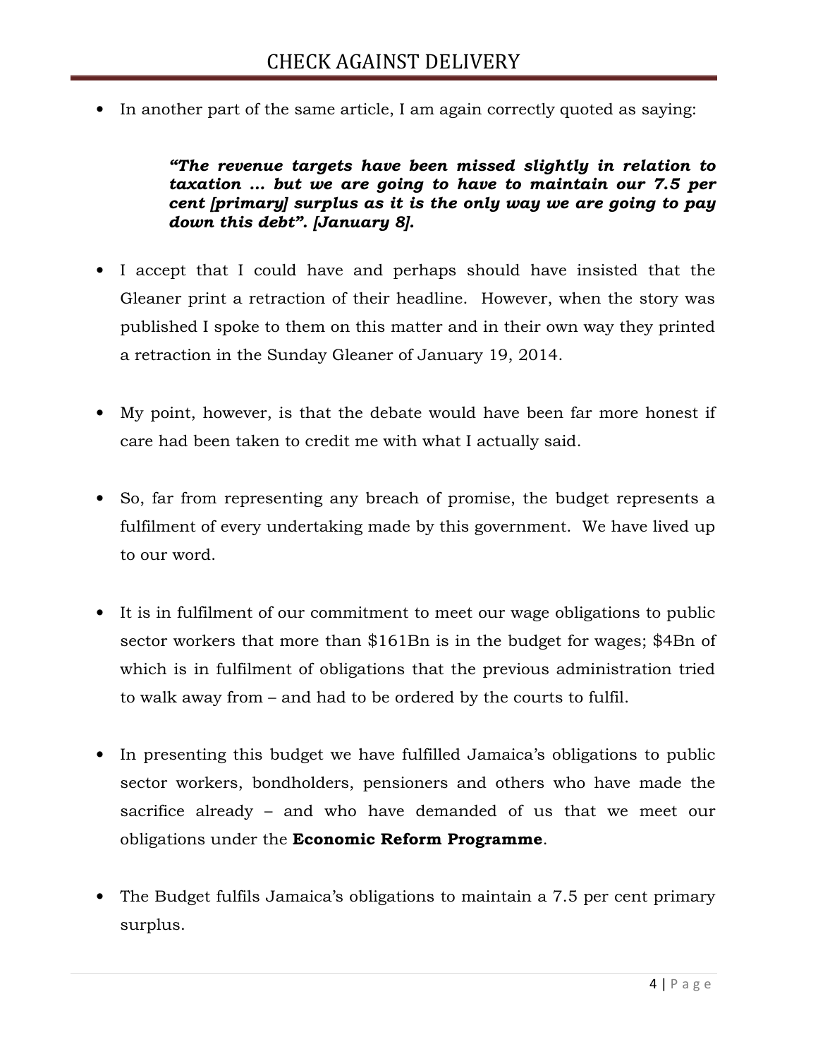- In another part of the same article, I am again correctly quoted as saying:

> ***"The revenue targets have been missed slightly in relation to taxation … but we are going to have to maintain our 7.5 per cent [primary] surplus as it is the only way we are going to pay down this debt". [January 8].***

- I accept that I could have and perhaps should have insisted that the Gleaner print a retraction of their headline. However, when the story was published I spoke to them on this matter and in their own way they printed a retraction in the Sunday Gleaner of January 19, 2014.

- My point, however, is that the debate would have been far more honest if care had been taken to credit me with what I actually said.

- So, far from representing any breach of promise, the budget represents a fulfilment of every undertaking made by this government. We have lived up to our word.

- It is in fulfilment of our commitment to meet our wage obligations to public sector workers that more than $161Bn is in the budget for wages; $4Bn of which is in fulfilment of obligations that the previous administration tried to walk away from – and had to be ordered by the courts to fulfil.

- In presenting this budget we have fulfilled Jamaica's obligations to public sector workers, bondholders, pensioners and others who have made the sacrifice already – and who have demanded of us that we meet our obligations under the **Economic Reform Programme**.

- The Budget fulfils Jamaica's obligations to maintain a 7.5 per cent primary surplus.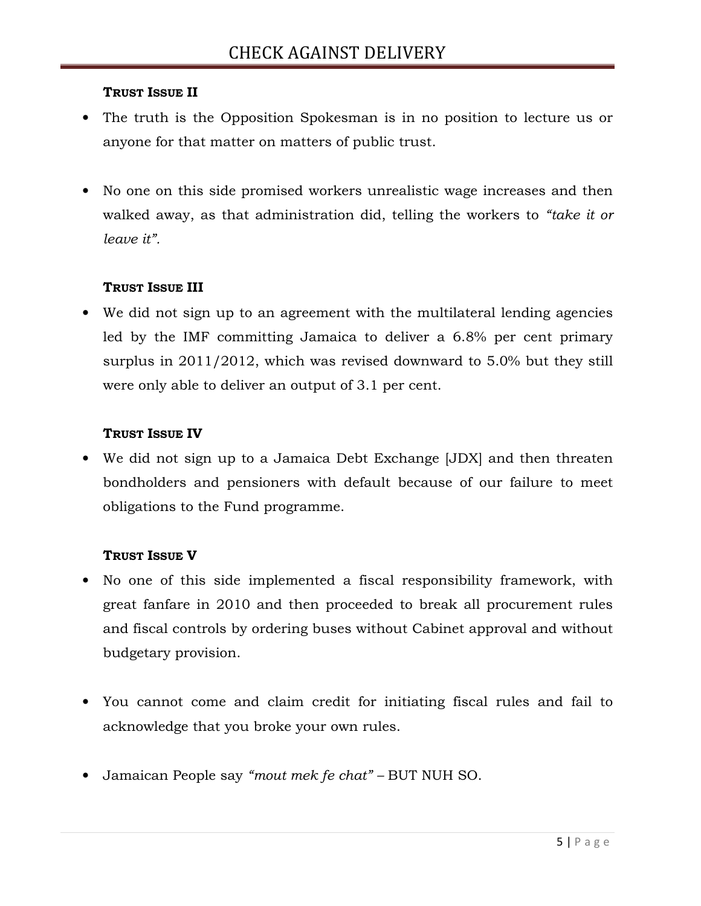**TRUST ISSUE II**

- The truth is the Opposition Spokesman is in no position to lecture us or anyone for that matter on matters of public trust.

- No one on this side promised workers unrealistic wage increases and then walked away, as that administration did, telling the workers to *"take it or leave it".*

**TRUST ISSUE III**

- We did not sign up to an agreement with the multilateral lending agencies led by the IMF committing Jamaica to deliver a 6.8% per cent primary surplus in 2011/2012, which was revised downward to 5.0% but they still were only able to deliver an output of 3.1 per cent.

**TRUST ISSUE IV**

- We did not sign up to a Jamaica Debt Exchange [JDX] and then threaten bondholders and pensioners with default because of our failure to meet obligations to the Fund programme.

**TRUST ISSUE V**

- No one of this side implemented a fiscal responsibility framework, with great fanfare in 2010 and then proceeded to break all procurement rules and fiscal controls by ordering buses without Cabinet approval and without budgetary provision.

- You cannot come and claim credit for initiating fiscal rules and fail to acknowledge that you broke your own rules.

- Jamaican People say *"mout mek fe chat"* – BUT NUH SO.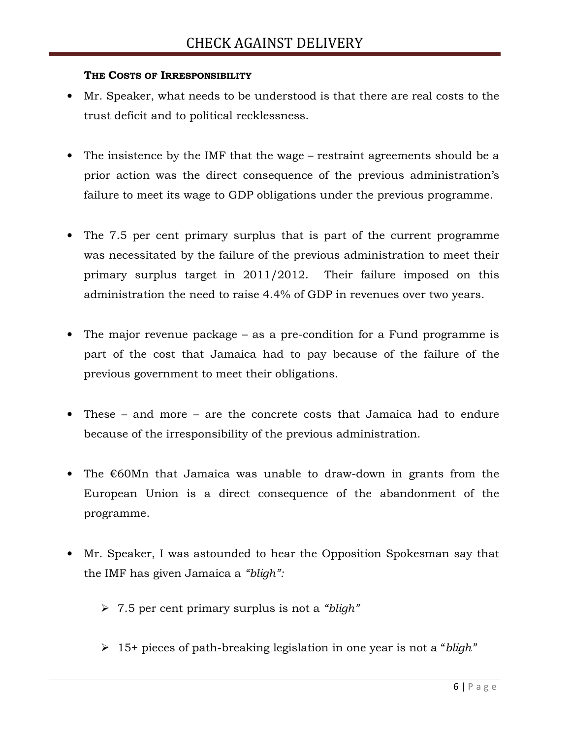**THE COSTS OF IRRESPONSIBILITY**

- Mr. Speaker, what needs to be understood is that there are real costs to the trust deficit and to political recklessness.

- The insistence by the IMF that the wage – restraint agreements should be a prior action was the direct consequence of the previous administration's failure to meet its wage to GDP obligations under the previous programme.

- The 7.5 per cent primary surplus that is part of the current programme was necessitated by the failure of the previous administration to meet their primary surplus target in 2011/2012. Their failure imposed on this administration the need to raise 4.4% of GDP in revenues over two years.

- The major revenue package – as a pre-condition for a Fund programme is part of the cost that Jamaica had to pay because of the failure of the previous government to meet their obligations.

- These – and more – are the concrete costs that Jamaica had to endure because of the irresponsibility of the previous administration.

- The €60Mn that Jamaica was unable to draw-down in grants from the European Union is a direct consequence of the abandonment of the programme.

- Mr. Speaker, I was astounded to hear the Opposition Spokesman say that the IMF has given Jamaica a *"bligh":*

  - 7.5 per cent primary surplus is not a *"bligh"*

  - 15+ pieces of path-breaking legislation in one year is not a "*bligh"*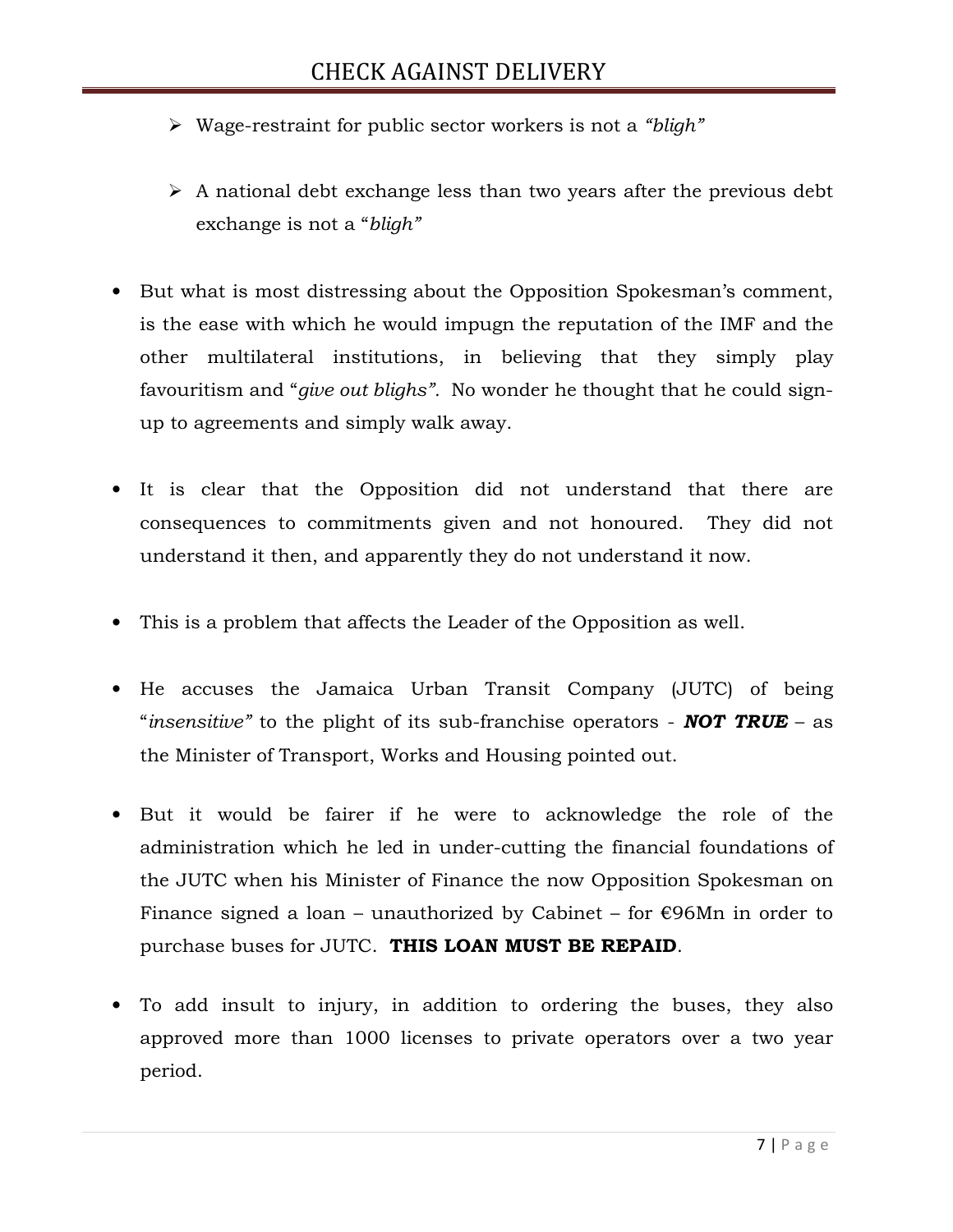- Wage-restraint for public sector workers is not a *"bligh"*
- A national debt exchange less than two years after the previous debt exchange is not a "*bligh"*

- But what is most distressing about the Opposition Spokesman's comment, is the ease with which he would impugn the reputation of the IMF and the other multilateral institutions, in believing that they simply play favouritism and "*give out blighs"*. No wonder he thought that he could sign-up to agreements and simply walk away.

- It is clear that the Opposition did not understand that there are consequences to commitments given and not honoured. They did not understand it then, and apparently they do not understand it now.

- This is a problem that affects the Leader of the Opposition as well.

- He accuses the Jamaica Urban Transit Company (JUTC) of being "*insensitive"* to the plight of its sub-franchise operators - ***NOT TRUE*** – as the Minister of Transport, Works and Housing pointed out.

- But it would be fairer if he were to acknowledge the role of the administration which he led in under-cutting the financial foundations of the JUTC when his Minister of Finance the now Opposition Spokesman on Finance signed a loan – unauthorized by Cabinet – for €96Mn in order to purchase buses for JUTC. **THIS LOAN MUST BE REPAID**.

- To add insult to injury, in addition to ordering the buses, they also approved more than 1000 licenses to private operators over a two year period.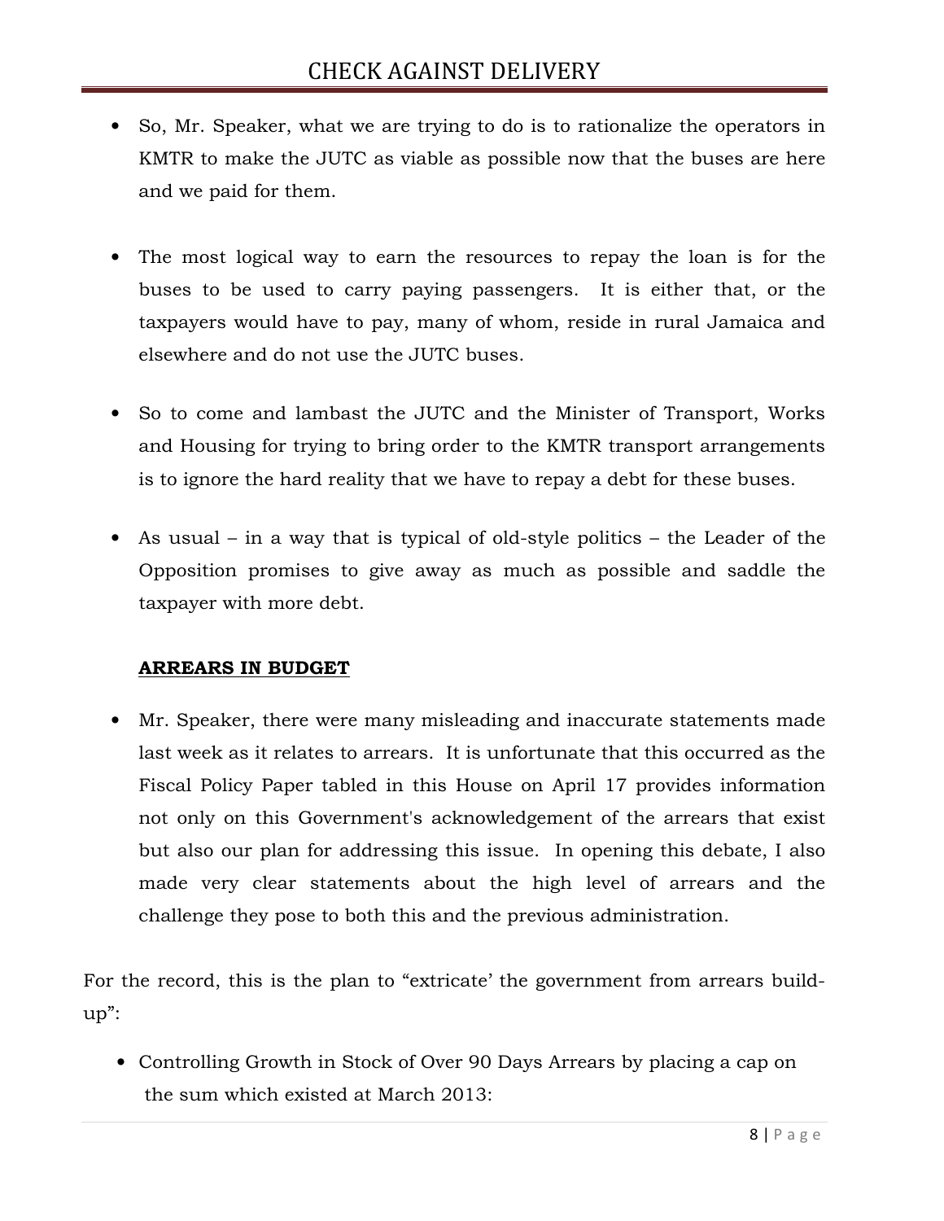- So, Mr. Speaker, what we are trying to do is to rationalize the operators in KMTR to make the JUTC as viable as possible now that the buses are here and we paid for them.

- The most logical way to earn the resources to repay the loan is for the buses to be used to carry paying passengers. It is either that, or the taxpayers would have to pay, many of whom, reside in rural Jamaica and elsewhere and do not use the JUTC buses.

- So to come and lambast the JUTC and the Minister of Transport, Works and Housing for trying to bring order to the KMTR transport arrangements is to ignore the hard reality that we have to repay a debt for these buses.

- As usual – in a way that is typical of old-style politics – the Leader of the Opposition promises to give away as much as possible and saddle the taxpayer with more debt.

**ARREARS IN BUDGET**

- Mr. Speaker, there were many misleading and inaccurate statements made last week as it relates to arrears. It is unfortunate that this occurred as the Fiscal Policy Paper tabled in this House on April 17 provides information not only on this Government's acknowledgement of the arrears that exist but also our plan for addressing this issue. In opening this debate, I also made very clear statements about the high level of arrears and the challenge they pose to both this and the previous administration.

For the record, this is the plan to "extricate' the government from arrears build-up":

- Controlling Growth in Stock of Over 90 Days Arrears by placing a cap on the sum which existed at March 2013: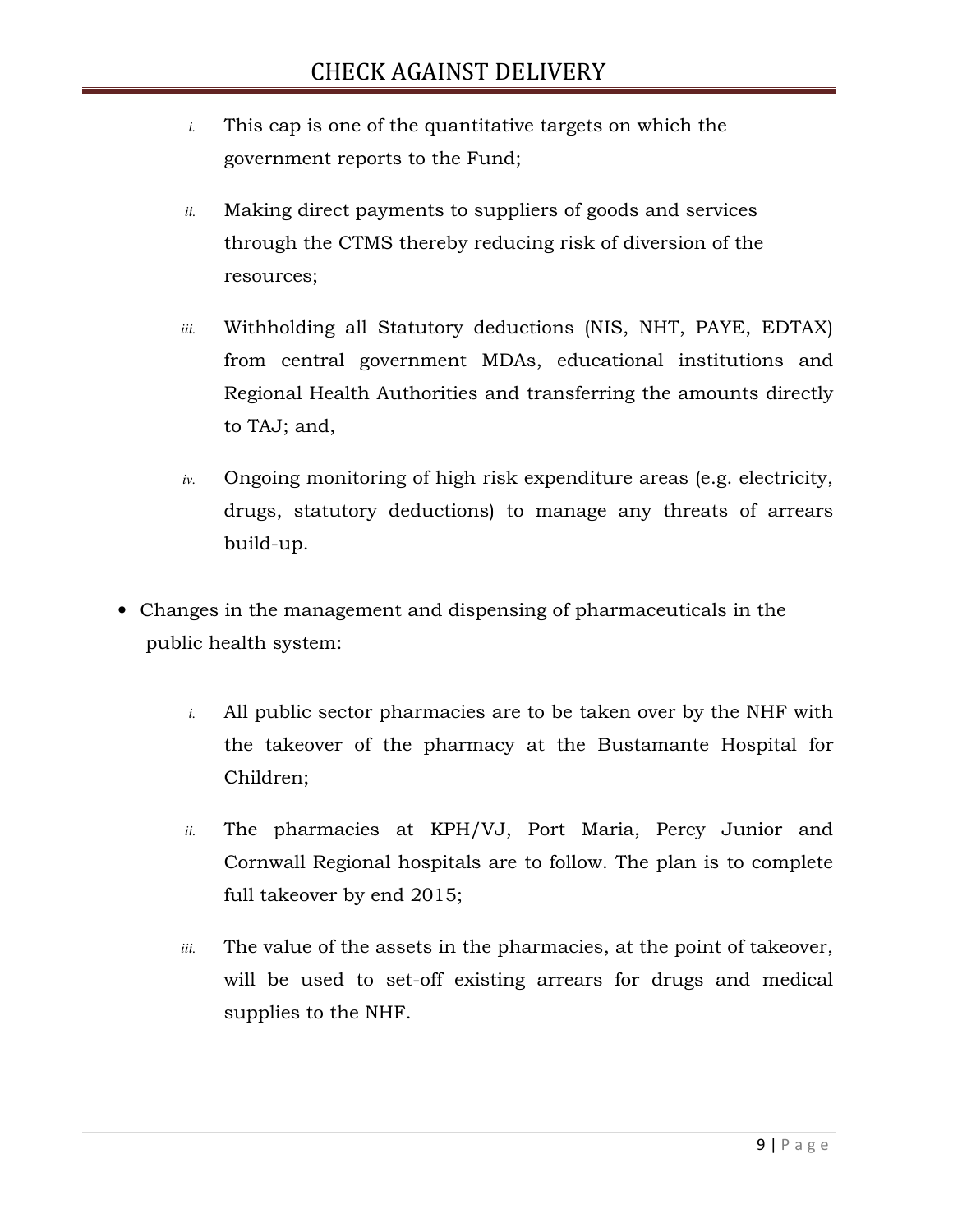i. This cap is one of the quantitative targets on which the government reports to the Fund;

ii. Making direct payments to suppliers of goods and services through the CTMS thereby reducing risk of diversion of the resources;

iii. Withholding all Statutory deductions (NIS, NHT, PAYE, EDTAX) from central government MDAs, educational institutions and Regional Health Authorities and transferring the amounts directly to TAJ; and,

iv. Ongoing monitoring of high risk expenditure areas (e.g. electricity, drugs, statutory deductions) to manage any threats of arrears build-up.

- Changes in the management and dispensing of pharmaceuticals in the public health system:

  i. All public sector pharmacies are to be taken over by the NHF with the takeover of the pharmacy at the Bustamante Hospital for Children;

  ii. The pharmacies at KPH/VJ, Port Maria, Percy Junior and Cornwall Regional hospitals are to follow. The plan is to complete full takeover by end 2015;

  iii. The value of the assets in the pharmacies, at the point of takeover, will be used to set-off existing arrears for drugs and medical supplies to the NHF.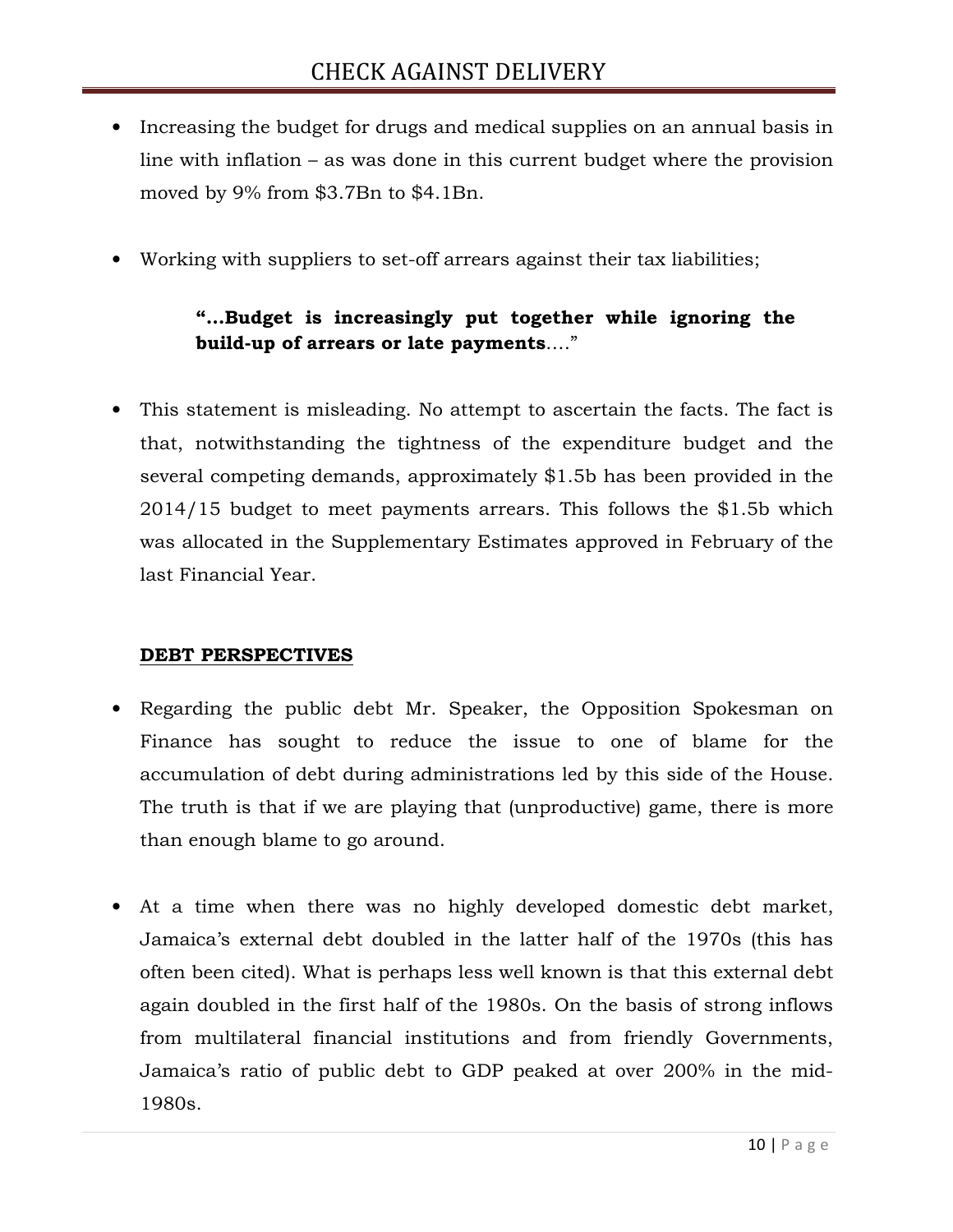- Increasing the budget for drugs and medical supplies on an annual basis in line with inflation – as was done in this current budget where the provision moved by 9% from $3.7Bn to $4.1Bn.

- Working with suppliers to set-off arrears against their tax liabilities;

> **"…Budget is increasingly put together while ignoring the build-up of arrears or late payments**…."

- This statement is misleading. No attempt to ascertain the facts. The fact is that, notwithstanding the tightness of the expenditure budget and the several competing demands, approximately $1.5b has been provided in the 2014/15 budget to meet payments arrears. This follows the $1.5b which was allocated in the Supplementary Estimates approved in February of the last Financial Year.

**DEBT PERSPECTIVES**

- Regarding the public debt Mr. Speaker, the Opposition Spokesman on Finance has sought to reduce the issue to one of blame for the accumulation of debt during administrations led by this side of the House. The truth is that if we are playing that (unproductive) game, there is more than enough blame to go around.

- At a time when there was no highly developed domestic debt market, Jamaica's external debt doubled in the latter half of the 1970s (this has often been cited). What is perhaps less well known is that this external debt again doubled in the first half of the 1980s. On the basis of strong inflows from multilateral financial institutions and from friendly Governments, Jamaica's ratio of public debt to GDP peaked at over 200% in the mid-1980s.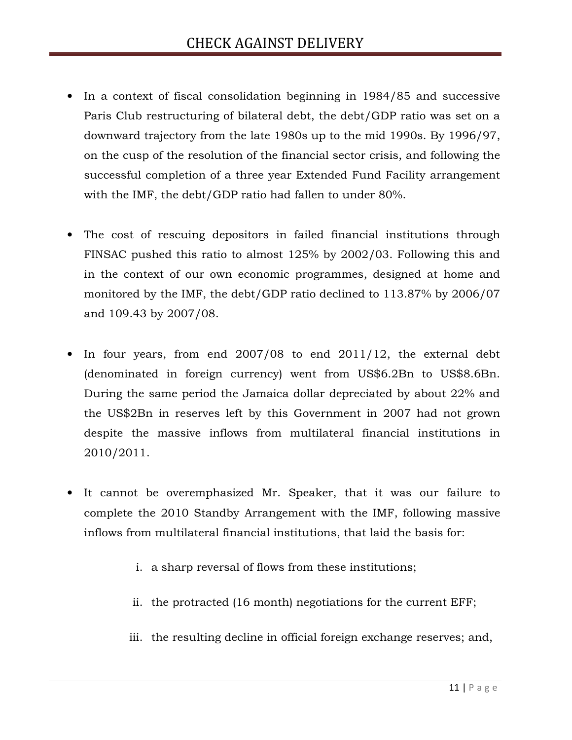- In a context of fiscal consolidation beginning in 1984/85 and successive Paris Club restructuring of bilateral debt, the debt/GDP ratio was set on a downward trajectory from the late 1980s up to the mid 1990s. By 1996/97, on the cusp of the resolution of the financial sector crisis, and following the successful completion of a three year Extended Fund Facility arrangement with the IMF, the debt/GDP ratio had fallen to under 80%.

- The cost of rescuing depositors in failed financial institutions through FINSAC pushed this ratio to almost 125% by 2002/03. Following this and in the context of our own economic programmes, designed at home and monitored by the IMF, the debt/GDP ratio declined to 113.87% by 2006/07 and 109.43 by 2007/08.

- In four years, from end 2007/08 to end 2011/12, the external debt (denominated in foreign currency) went from US$6.2Bn to US$8.6Bn. During the same period the Jamaica dollar depreciated by about 22% and the US$2Bn in reserves left by this Government in 2007 had not grown despite the massive inflows from multilateral financial institutions in 2010/2011.

- It cannot be overemphasized Mr. Speaker, that it was our failure to complete the 2010 Standby Arrangement with the IMF, following massive inflows from multilateral financial institutions, that laid the basis for:

  i. a sharp reversal of flows from these institutions;

  ii. the protracted (16 month) negotiations for the current EFF;

  iii. the resulting decline in official foreign exchange reserves; and,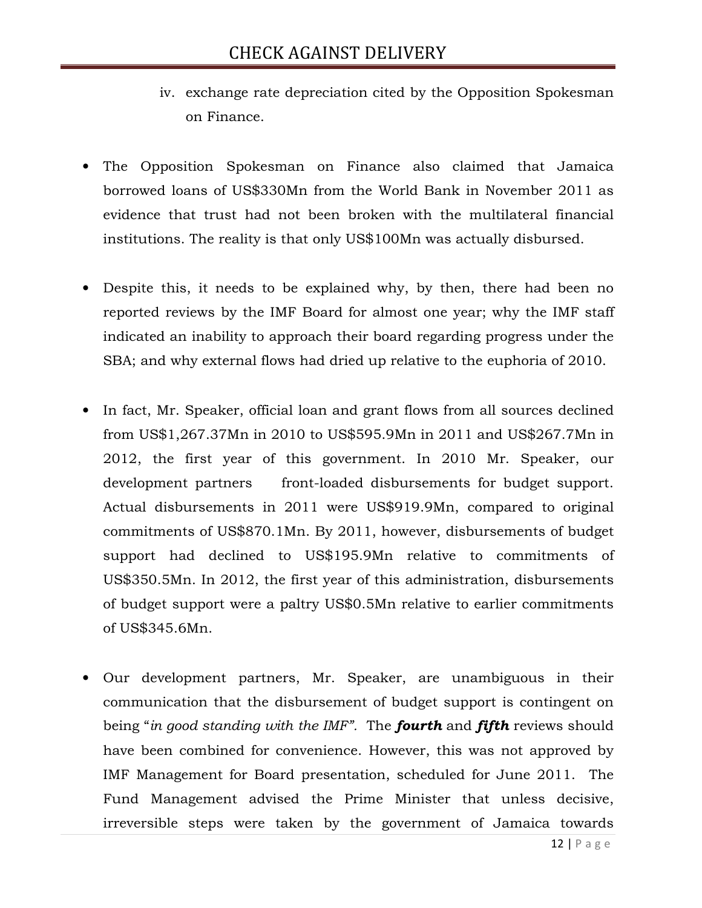iv. exchange rate depreciation cited by the Opposition Spokesman on Finance.

- The Opposition Spokesman on Finance also claimed that Jamaica borrowed loans of US$330Mn from the World Bank in November 2011 as evidence that trust had not been broken with the multilateral financial institutions. The reality is that only US$100Mn was actually disbursed.

- Despite this, it needs to be explained why, by then, there had been no reported reviews by the IMF Board for almost one year; why the IMF staff indicated an inability to approach their board regarding progress under the SBA; and why external flows had dried up relative to the euphoria of 2010.

- In fact, Mr. Speaker, official loan and grant flows from all sources declined from US$1,267.37Mn in 2010 to US$595.9Mn in 2011 and US$267.7Mn in 2012, the first year of this government. In 2010 Mr. Speaker, our development partners front-loaded disbursements for budget support. Actual disbursements in 2011 were US$919.9Mn, compared to original commitments of US$870.1Mn. By 2011, however, disbursements of budget support had declined to US$195.9Mn relative to commitments of US$350.5Mn. In 2012, the first year of this administration, disbursements of budget support were a paltry US$0.5Mn relative to earlier commitments of US$345.6Mn.

- Our development partners, Mr. Speaker, are unambiguous in their communication that the disbursement of budget support is contingent on being "*in good standing with the IMF"*. The ***fourth*** and ***fifth*** reviews should have been combined for convenience. However, this was not approved by IMF Management for Board presentation, scheduled for June 2011. The Fund Management advised the Prime Minister that unless decisive, irreversible steps were taken by the government of Jamaica towards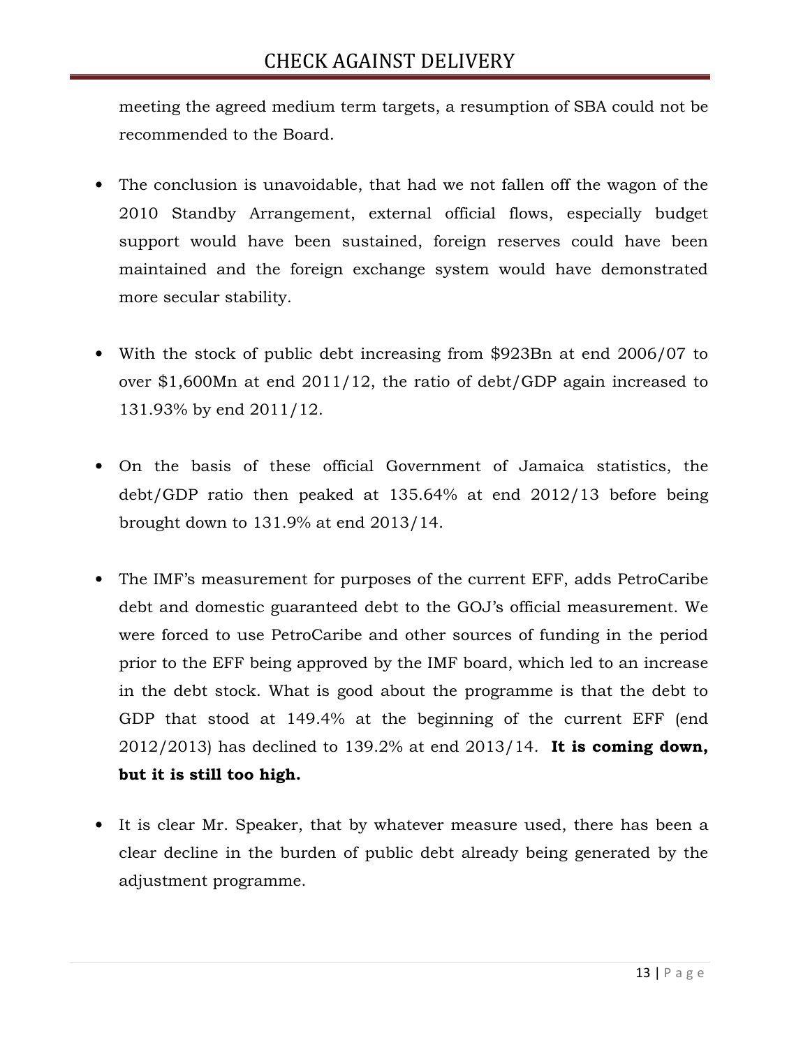meeting the agreed medium term targets, a resumption of SBA could not be recommended to the Board.

- The conclusion is unavoidable, that had we not fallen off the wagon of the 2010 Standby Arrangement, external official flows, especially budget support would have been sustained, foreign reserves could have been maintained and the foreign exchange system would have demonstrated more secular stability.

- With the stock of public debt increasing from $923Bn at end 2006/07 to over $1,600Mn at end 2011/12, the ratio of debt/GDP again increased to 131.93% by end 2011/12.

- On the basis of these official Government of Jamaica statistics, the debt/GDP ratio then peaked at 135.64% at end 2012/13 before being brought down to 131.9% at end 2013/14.

- The IMF's measurement for purposes of the current EFF, adds PetroCaribe debt and domestic guaranteed debt to the GOJ's official measurement. We were forced to use PetroCaribe and other sources of funding in the period prior to the EFF being approved by the IMF board, which led to an increase in the debt stock. What is good about the programme is that the debt to GDP that stood at 149.4% at the beginning of the current EFF (end 2012/2013) has declined to 139.2% at end 2013/14. **It is coming down, but it is still too high.**

- It is clear Mr. Speaker, that by whatever measure used, there has been a clear decline in the burden of public debt already being generated by the adjustment programme.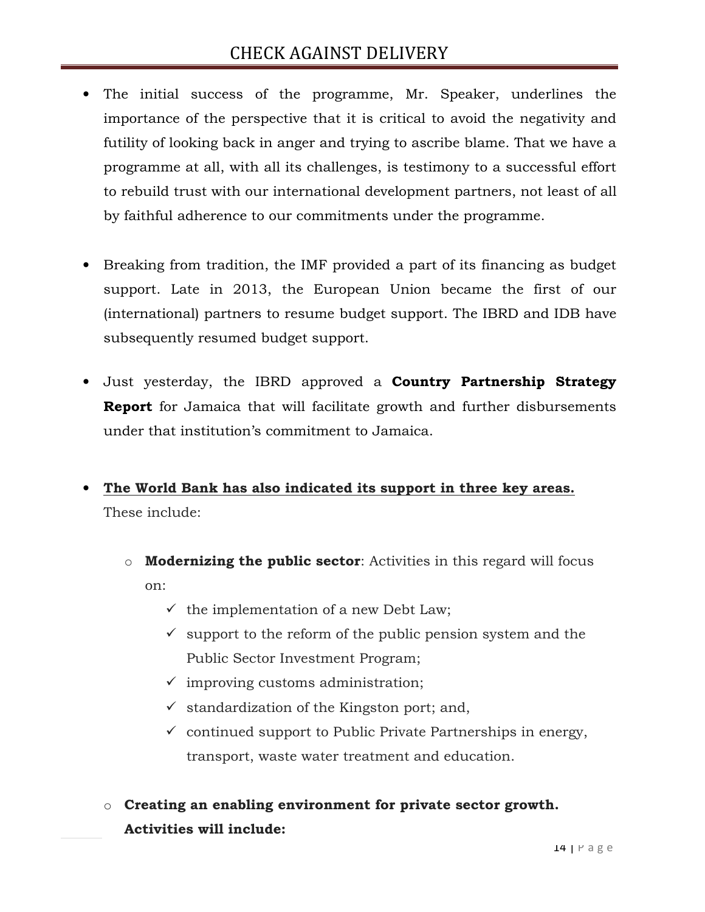- The initial success of the programme, Mr. Speaker, underlines the importance of the perspective that it is critical to avoid the negativity and futility of looking back in anger and trying to ascribe blame. That we have a programme at all, with all its challenges, is testimony to a successful effort to rebuild trust with our international development partners, not least of all by faithful adherence to our commitments under the programme.

- Breaking from tradition, the IMF provided a part of its financing as budget support. Late in 2013, the European Union became the first of our (international) partners to resume budget support. The IBRD and IDB have subsequently resumed budget support.

- Just yesterday, the IBRD approved a **Country Partnership Strategy Report** for Jamaica that will facilitate growth and further disbursements under that institution's commitment to Jamaica.

- **<u>The World Bank has also indicated its support in three key areas.</u>** These include:

  - **Modernizing the public sector**: Activities in this regard will focus on:
    - ✓ the implementation of a new Debt Law;
    - ✓ support to the reform of the public pension system and the Public Sector Investment Program;
    - ✓ improving customs administration;
    - ✓ standardization of the Kingston port; and,
    - ✓ continued support to Public Private Partnerships in energy, transport, waste water treatment and education.

  - **Creating an enabling environment for private sector growth. Activities will include:**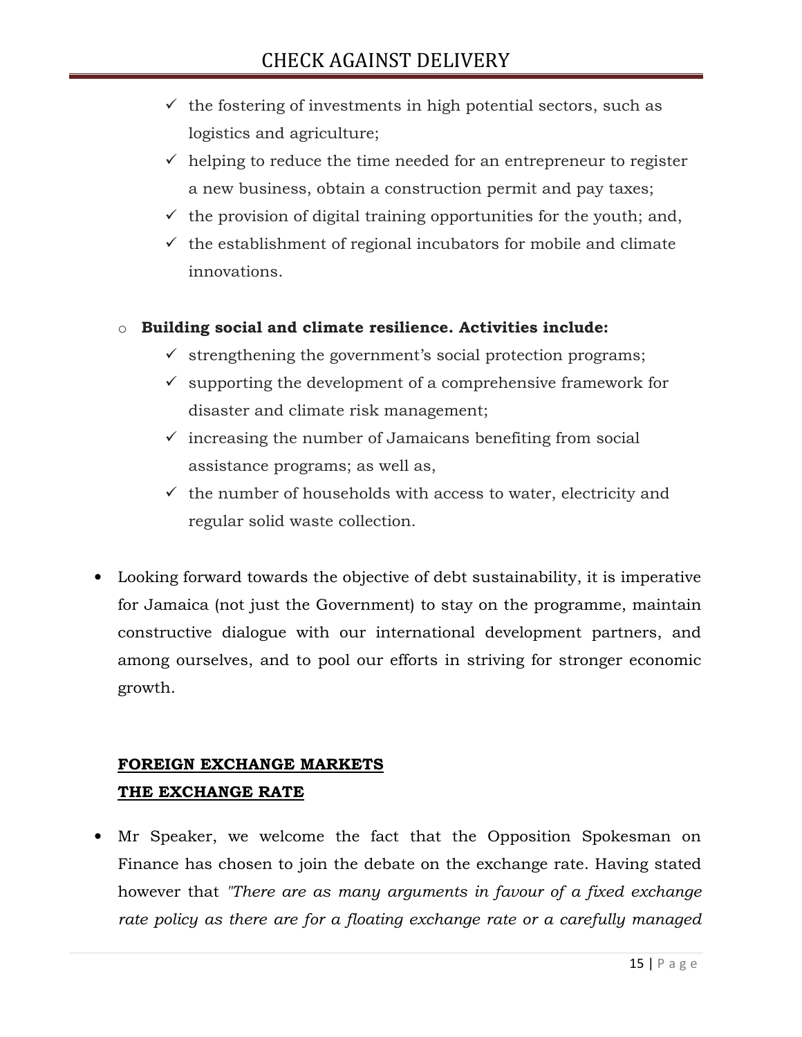- ✓ the fostering of investments in high potential sectors, such as logistics and agriculture;
- ✓ helping to reduce the time needed for an entrepreneur to register a new business, obtain a construction permit and pay taxes;
- ✓ the provision of digital training opportunities for the youth; and,
- ✓ the establishment of regional incubators for mobile and climate innovations.

- **Building social and climate resilience. Activities include:**
  - ✓ strengthening the government's social protection programs;
  - ✓ supporting the development of a comprehensive framework for disaster and climate risk management;
  - ✓ increasing the number of Jamaicans benefiting from social assistance programs; as well as,
  - ✓ the number of households with access to water, electricity and regular solid waste collection.

- Looking forward towards the objective of debt sustainability, it is imperative for Jamaica (not just the Government) to stay on the programme, maintain constructive dialogue with our international development partners, and among ourselves, and to pool our efforts in striving for stronger economic growth.

**FOREIGN EXCHANGE MARKETS**

**THE EXCHANGE RATE**

- Mr Speaker, we welcome the fact that the Opposition Spokesman on Finance has chosen to join the debate on the exchange rate. Having stated however that *"There are as many arguments in favour of a fixed exchange rate policy as there are for a floating exchange rate or a carefully managed*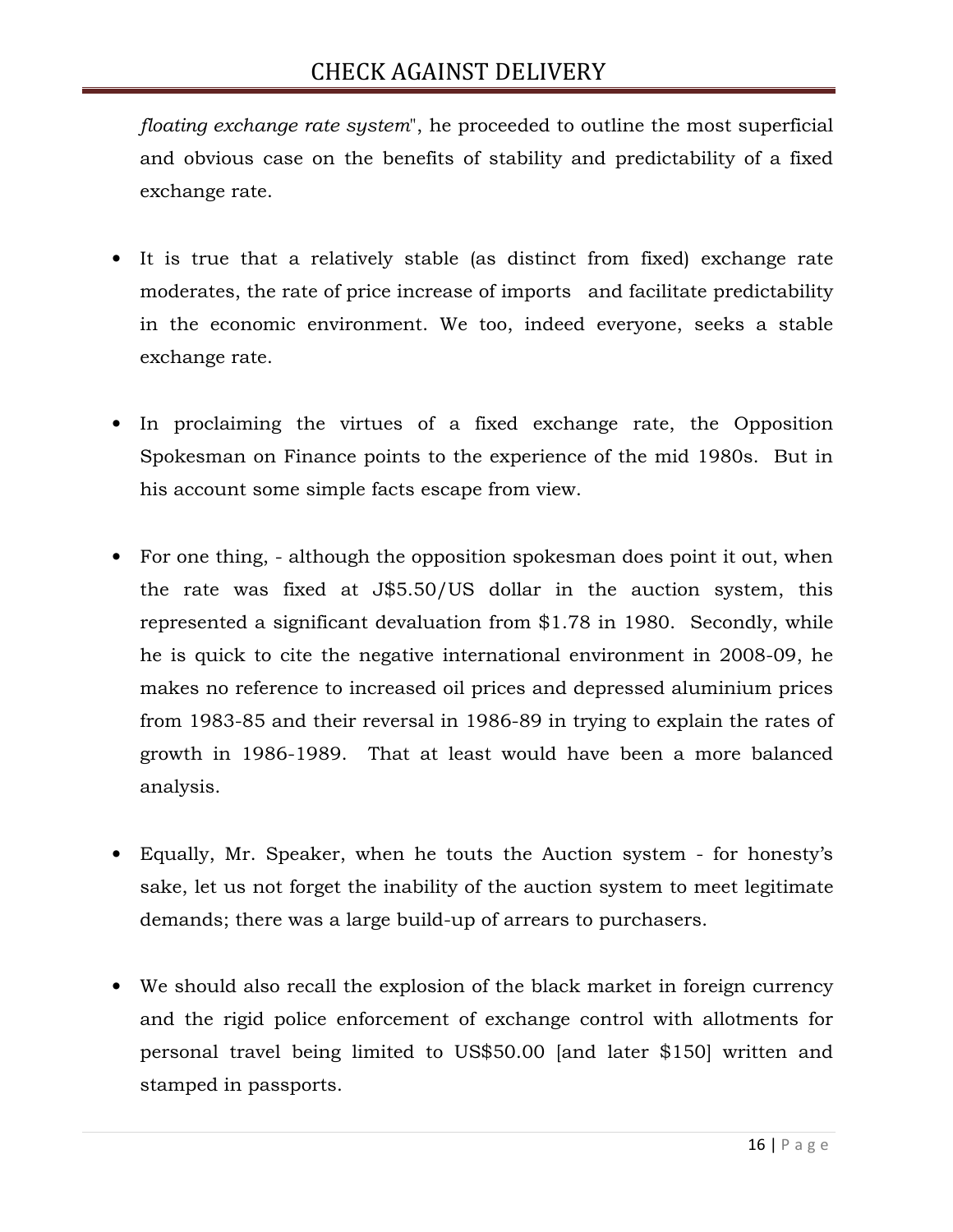*floating exchange rate system*", he proceeded to outline the most superficial and obvious case on the benefits of stability and predictability of a fixed exchange rate.

- It is true that a relatively stable (as distinct from fixed) exchange rate moderates, the rate of price increase of imports and facilitate predictability in the economic environment. We too, indeed everyone, seeks a stable exchange rate.

- In proclaiming the virtues of a fixed exchange rate, the Opposition Spokesman on Finance points to the experience of the mid 1980s. But in his account some simple facts escape from view.

- For one thing, - although the opposition spokesman does point it out, when the rate was fixed at J$5.50/US dollar in the auction system, this represented a significant devaluation from $1.78 in 1980. Secondly, while he is quick to cite the negative international environment in 2008-09, he makes no reference to increased oil prices and depressed aluminium prices from 1983-85 and their reversal in 1986-89 in trying to explain the rates of growth in 1986-1989. That at least would have been a more balanced analysis.

- Equally, Mr. Speaker, when he touts the Auction system - for honesty's sake, let us not forget the inability of the auction system to meet legitimate demands; there was a large build-up of arrears to purchasers.

- We should also recall the explosion of the black market in foreign currency and the rigid police enforcement of exchange control with allotments for personal travel being limited to US$50.00 [and later $150] written and stamped in passports.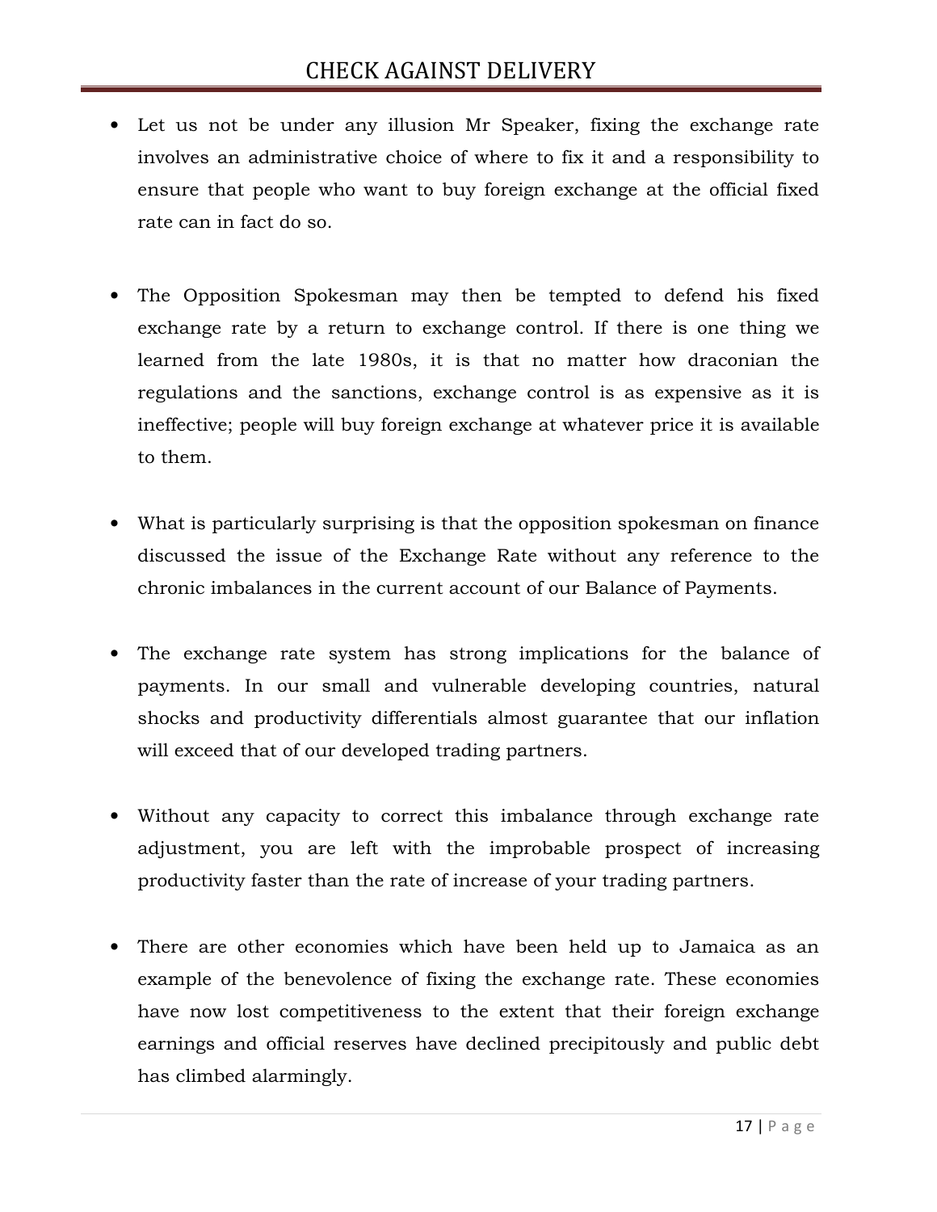- Let us not be under any illusion Mr Speaker, fixing the exchange rate involves an administrative choice of where to fix it and a responsibility to ensure that people who want to buy foreign exchange at the official fixed rate can in fact do so.

- The Opposition Spokesman may then be tempted to defend his fixed exchange rate by a return to exchange control. If there is one thing we learned from the late 1980s, it is that no matter how draconian the regulations and the sanctions, exchange control is as expensive as it is ineffective; people will buy foreign exchange at whatever price it is available to them.

- What is particularly surprising is that the opposition spokesman on finance discussed the issue of the Exchange Rate without any reference to the chronic imbalances in the current account of our Balance of Payments.

- The exchange rate system has strong implications for the balance of payments. In our small and vulnerable developing countries, natural shocks and productivity differentials almost guarantee that our inflation will exceed that of our developed trading partners.

- Without any capacity to correct this imbalance through exchange rate adjustment, you are left with the improbable prospect of increasing productivity faster than the rate of increase of your trading partners.

- There are other economies which have been held up to Jamaica as an example of the benevolence of fixing the exchange rate. These economies have now lost competitiveness to the extent that their foreign exchange earnings and official reserves have declined precipitously and public debt has climbed alarmingly.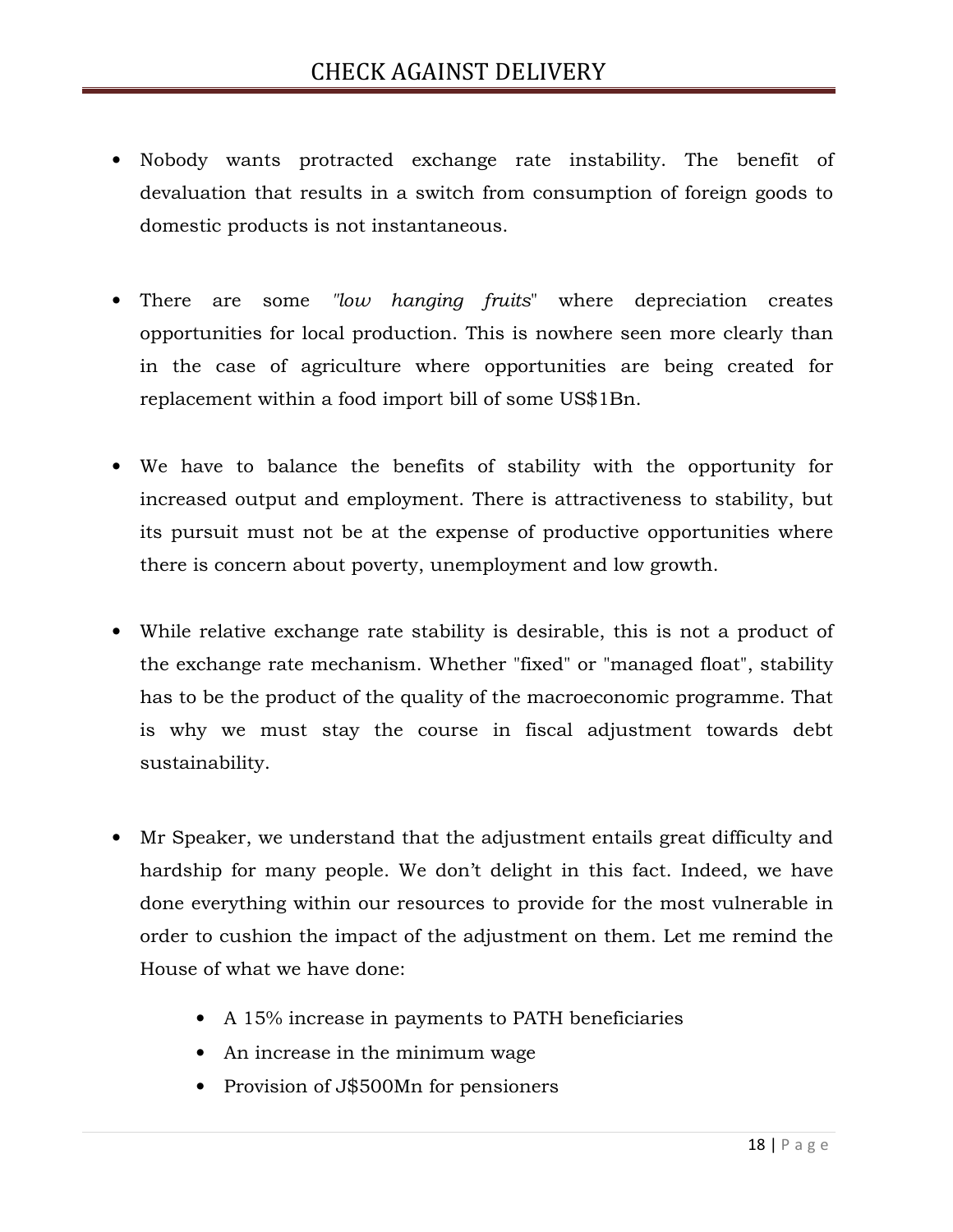- Nobody wants protracted exchange rate instability. The benefit of devaluation that results in a switch from consumption of foreign goods to domestic products is not instantaneous.

- There are some *"low hanging fruits*" where depreciation creates opportunities for local production. This is nowhere seen more clearly than in the case of agriculture where opportunities are being created for replacement within a food import bill of some US$1Bn.

- We have to balance the benefits of stability with the opportunity for increased output and employment. There is attractiveness to stability, but its pursuit must not be at the expense of productive opportunities where there is concern about poverty, unemployment and low growth.

- While relative exchange rate stability is desirable, this is not a product of the exchange rate mechanism. Whether "fixed" or "managed float", stability has to be the product of the quality of the macroeconomic programme. That is why we must stay the course in fiscal adjustment towards debt sustainability.

- Mr Speaker, we understand that the adjustment entails great difficulty and hardship for many people. We don't delight in this fact. Indeed, we have done everything within our resources to provide for the most vulnerable in order to cushion the impact of the adjustment on them. Let me remind the House of what we have done:

  - A 15% increase in payments to PATH beneficiaries
  - An increase in the minimum wage
  - Provision of J$500Mn for pensioners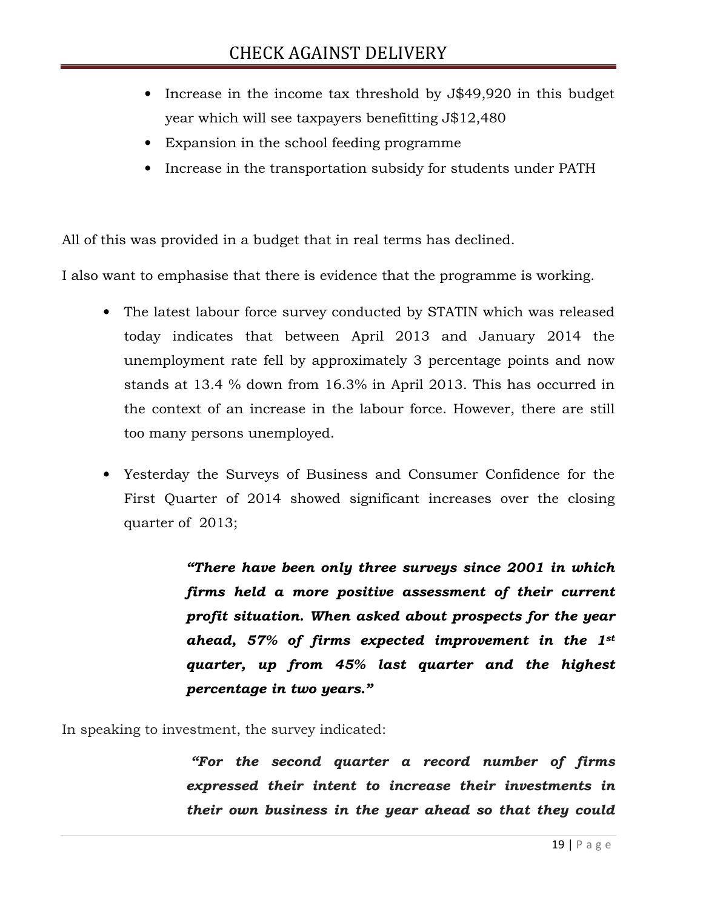- Increase in the income tax threshold by J$49,920 in this budget year which will see taxpayers benefitting J$12,480
- Expansion in the school feeding programme
- Increase in the transportation subsidy for students under PATH

All of this was provided in a budget that in real terms has declined.

I also want to emphasise that there is evidence that the programme is working.

- The latest labour force survey conducted by STATIN which was released today indicates that between April 2013 and January 2014 the unemployment rate fell by approximately 3 percentage points and now stands at 13.4 % down from 16.3% in April 2013. This has occurred in the context of an increase in the labour force. However, there are still too many persons unemployed.

- Yesterday the Surveys of Business and Consumer Confidence for the First Quarter of 2014 showed significant increases over the closing quarter of 2013;

> ***"There have been only three surveys since 2001 in which firms held a more positive assessment of their current profit situation. When asked about prospects for the year ahead, 57% of firms expected improvement in the 1st quarter, up from 45% last quarter and the highest percentage in two years."***

In speaking to investment, the survey indicated:

> ***"For the second quarter a record number of firms expressed their intent to increase their investments in their own business in the year ahead so that they could***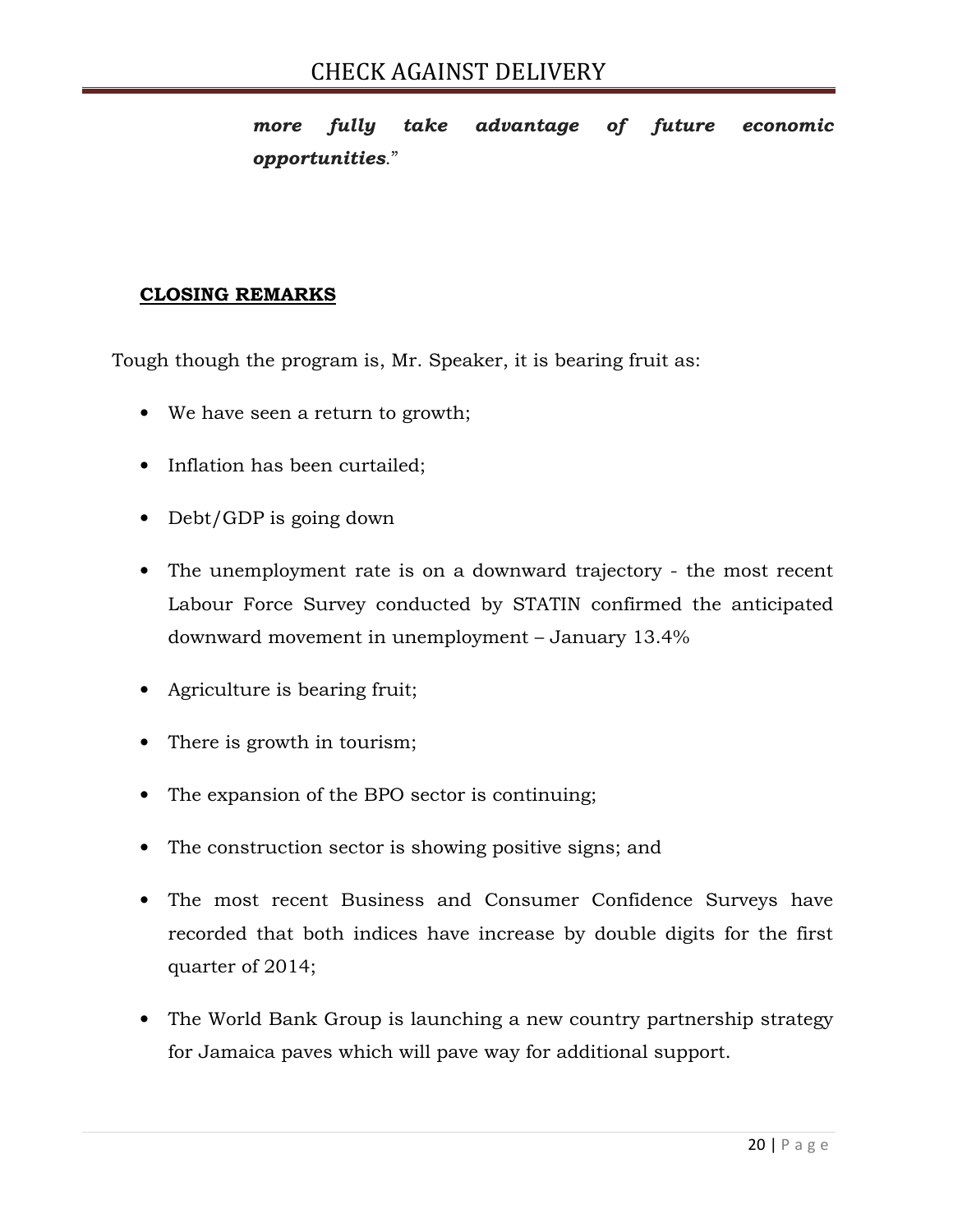***more fully take advantage of future economic opportunities**.*"

**CLOSING REMARKS**

Tough though the program is, Mr. Speaker, it is bearing fruit as:

- We have seen a return to growth;
- Inflation has been curtailed;
- Debt/GDP is going down
- The unemployment rate is on a downward trajectory - the most recent Labour Force Survey conducted by STATIN confirmed the anticipated downward movement in unemployment – January 13.4%
- Agriculture is bearing fruit;
- There is growth in tourism;
- The expansion of the BPO sector is continuing;
- The construction sector is showing positive signs; and
- The most recent Business and Consumer Confidence Surveys have recorded that both indices have increase by double digits for the first quarter of 2014;
- The World Bank Group is launching a new country partnership strategy for Jamaica paves which will pave way for additional support.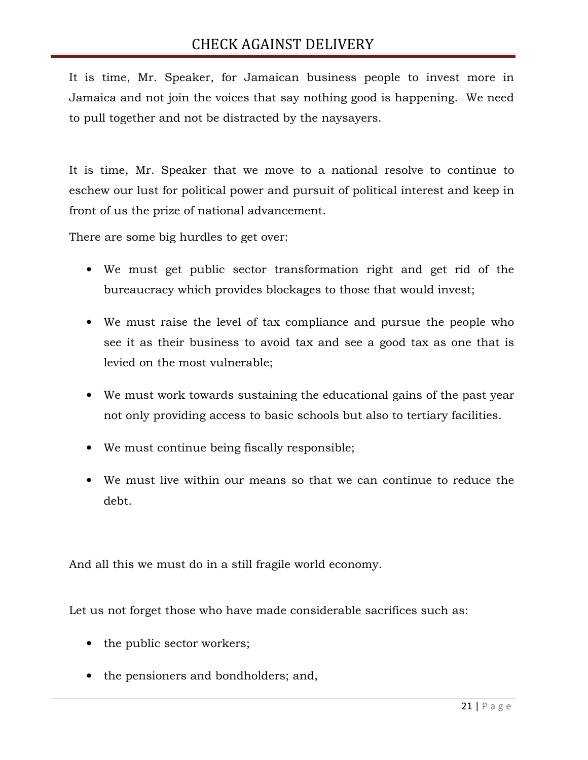It is time, Mr. Speaker, for Jamaican business people to invest more in Jamaica and not join the voices that say nothing good is happening. We need to pull together and not be distracted by the naysayers.

It is time, Mr. Speaker that we move to a national resolve to continue to eschew our lust for political power and pursuit of political interest and keep in front of us the prize of national advancement.

There are some big hurdles to get over:

- We must get public sector transformation right and get rid of the bureaucracy which provides blockages to those that would invest;
- We must raise the level of tax compliance and pursue the people who see it as their business to avoid tax and see a good tax as one that is levied on the most vulnerable;
- We must work towards sustaining the educational gains of the past year not only providing access to basic schools but also to tertiary facilities.
- We must continue being fiscally responsible;
- We must live within our means so that we can continue to reduce the debt.

And all this we must do in a still fragile world economy.

Let us not forget those who have made considerable sacrifices such as:

- the public sector workers;
- the pensioners and bondholders; and,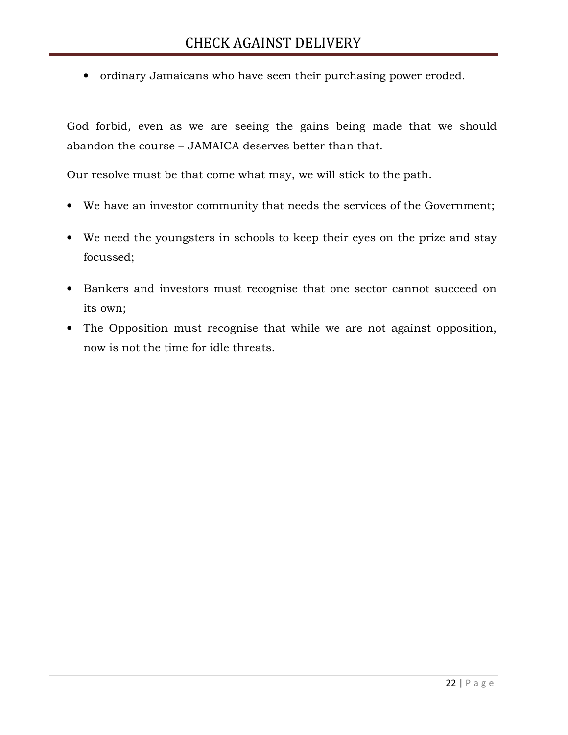- ordinary Jamaicans who have seen their purchasing power eroded.

God forbid, even as we are seeing the gains being made that we should abandon the course – JAMAICA deserves better than that.

Our resolve must be that come what may, we will stick to the path.

- We have an investor community that needs the services of the Government;
- We need the youngsters in schools to keep their eyes on the prize and stay focussed;
- Bankers and investors must recognise that one sector cannot succeed on its own;
- The Opposition must recognise that while we are not against opposition, now is not the time for idle threats.